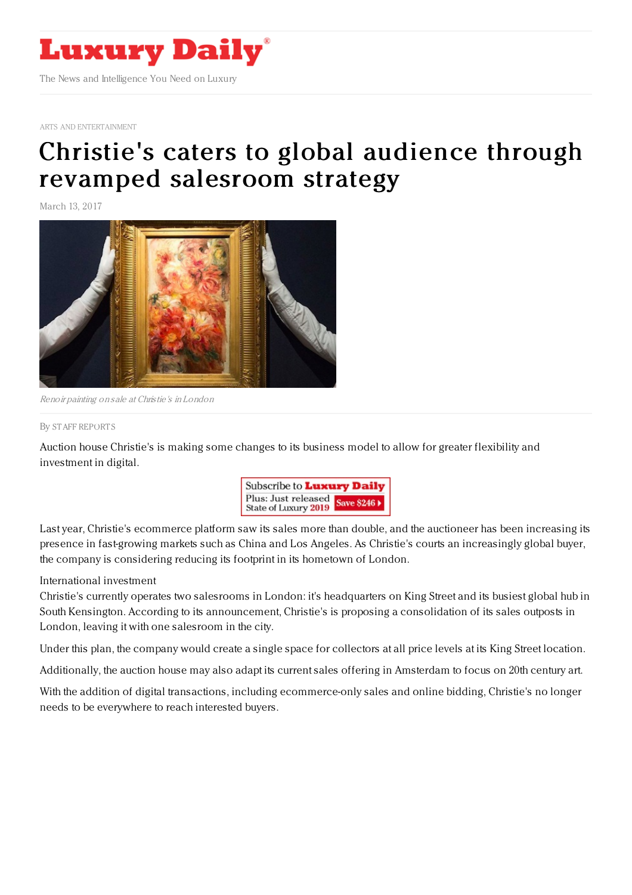ARTS AND ENTERTAINMENT

# Christie's caters to global audience through revamped salesroom strategy

March 13, 2017

*Renoir painting on sale at Christie's in London*

By STAFF REPORTS

Auction house Christie's is making some changes to its business model to allow for greater flexibility and investment in digital.

Last year, Christie's ecommerce platform saw its sales more than double, and the auctioneer has been increasing its presence in fast-growing markets such as China and Los Angeles. As Christie's courts an increasingly global buyer, the company is considering reducing its footprint in its hometown of London.

International investment

Christie's currently operates two salesrooms in London: it's headquarters on King Street and its busiest global hub in South Kensington. According to its announcement, Christie's is proposing a consolidation of its sales outposts in London, leaving it with one salesroom in the city.

Under this plan, the company would create a single space for collectors at all price levels at its King Street location.

Additionally, the auction house may also adapt its current sales offering in Amsterdam to focus on 20th century art.

With the addition of digital transactions, including ecommerce-only sales and online bidding, Christie's no longer needs to be everywhere to reach interested buyers.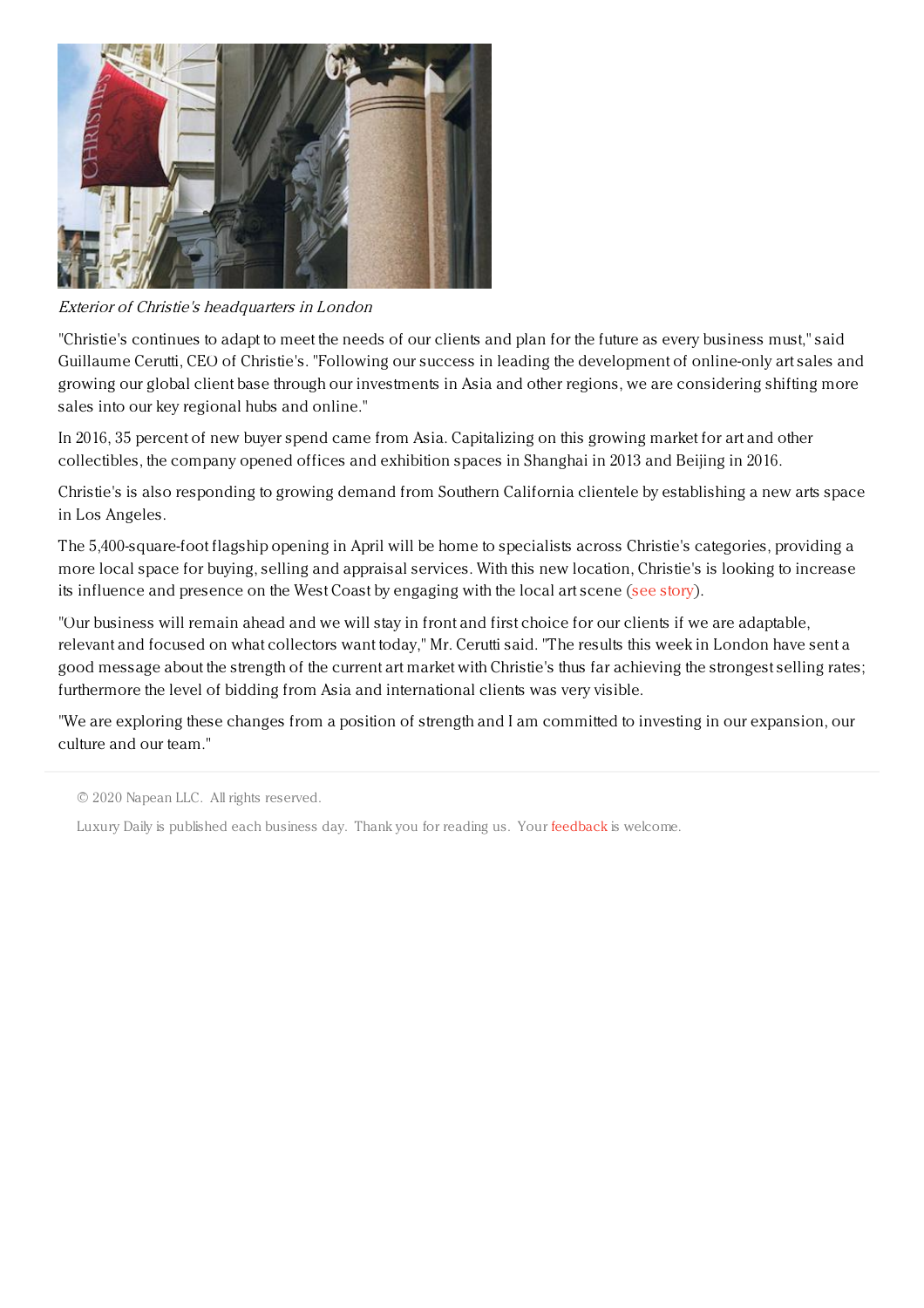*Exterior of Christie's headquarters in London*

"Christie's continues to adapt to meet the needs of our clients and plan for the future as every business must," said Guillaume Cerutti, CEO of Christie's. "Following our success in leading the development of online-only art sales and growing our global client base through our investments in Asia and other regions, we are considering shifting more sales into our key regional hubs and online."

In 2016, 35 percent of new buyer spend came from Asia. Capitalizing on this growing market for art and other collectibles, the company opened offices and exhibition spaces in Shanghai in 2013 and Beijing in 2016.

Christie's is also responding to growing demand from Southern California clientele by establishing a new arts space in Los Angeles.

The 5,400-square-foot flagship opening in April will be home to specialists across Christie's categories, providing a more local space for buying, selling and appraisal services. With this new location, Christie's is looking to increase its influence and presence on the West Coast by engaging with the local art scene (see story).

"Our business will remain ahead and we will stay in front and first choice for our clients if we are adaptable, relevant and focused on what collectors want today," Mr. Cerutti said. "The results this week in London have sent a good message about the strength of the current art market with Christie's thus far achieving the strongest selling rates; furthermore the level of bidding from Asia and international clients was very visible.

"We are exploring these changes from a position of strength and I am committed to investing in our expansion, our culture and our team."

© 2020 Napean LLC. All rights reserved.

Luxury Daily is published each business day. Thank you for reading us. Your feedback is welcome.